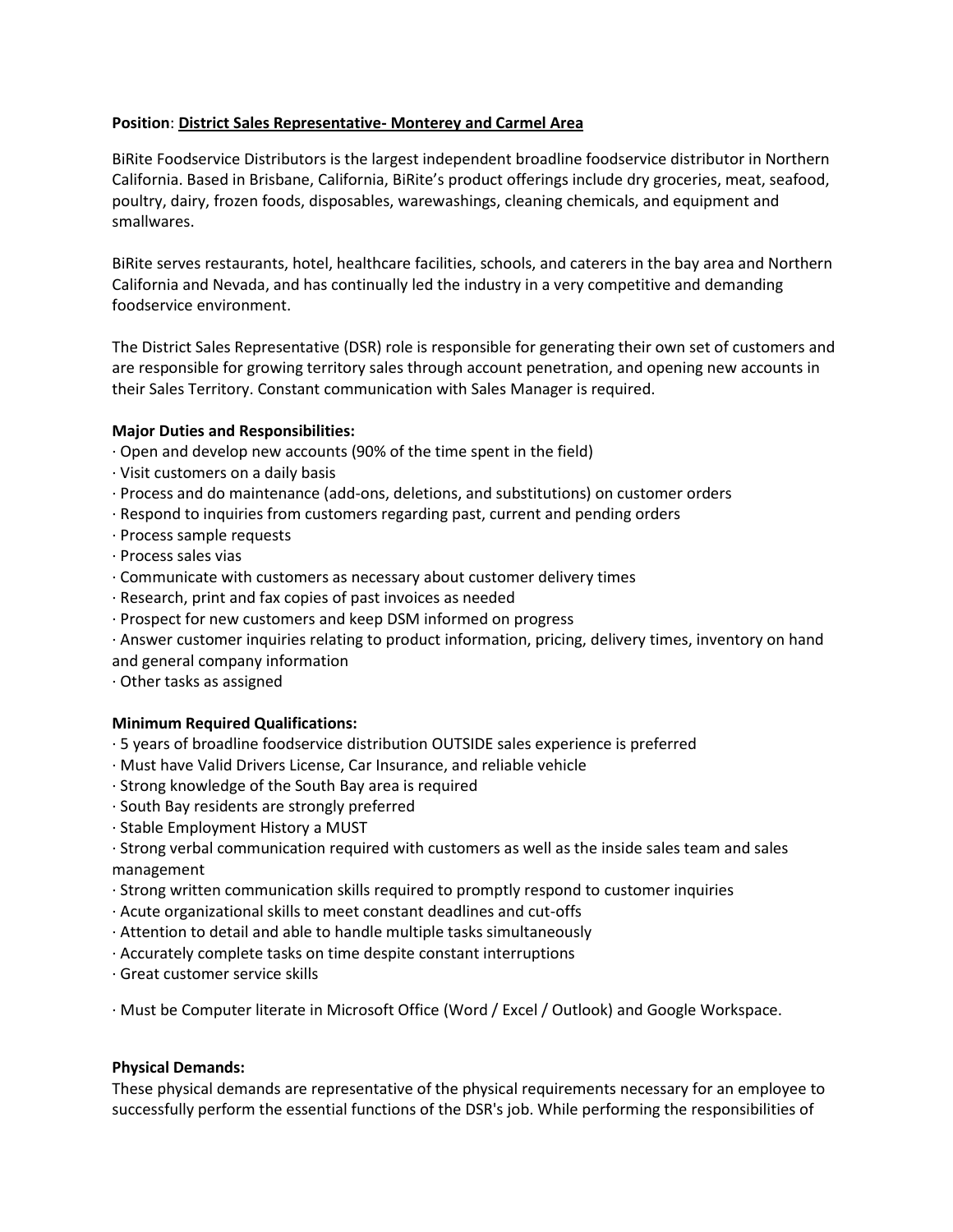**Position**: **District Sales Representative- Monterey and Carmel Area**

BiRite Foodservice Distributors is the largest independent broadline foodservice distributor in Northern California. Based in Brisbane, California, BiRite's product offerings include dry groceries, meat, seafood, poultry, dairy, frozen foods, disposables, warewashings, cleaning chemicals, and equipment and smallwares.

BiRite serves restaurants, hotel, healthcare facilities, schools, and caterers in the bay area and Northern California and Nevada, and has continually led the industry in a very competitive and demanding foodservice environment.

The District Sales Representative (DSR) role is responsible for generating their own set of customers and are responsible for growing territory sales through account penetration, and opening new accounts in their Sales Territory. Constant communication with Sales Manager is required.

**Major Duties and Responsibilities:**

· Open and develop new accounts (90% of the time spent in the field)
· Visit customers on a daily basis
· Process and do maintenance (add-ons, deletions, and substitutions) on customer orders
· Respond to inquiries from customers regarding past, current and pending orders
· Process sample requests
· Process sales vias
· Communicate with customers as necessary about customer delivery times
· Research, print and fax copies of past invoices as needed
· Prospect for new customers and keep DSM informed on progress
· Answer customer inquiries relating to product information, pricing, delivery times, inventory on hand and general company information
· Other tasks as assigned

**Minimum Required Qualifications:**

· 5 years of broadline foodservice distribution OUTSIDE sales experience is preferred
· Must have Valid Drivers License, Car Insurance, and reliable vehicle
· Strong knowledge of the South Bay area is required
· South Bay residents are strongly preferred
· Stable Employment History a MUST
· Strong verbal communication required with customers as well as the inside sales team and sales management
· Strong written communication skills required to promptly respond to customer inquiries
· Acute organizational skills to meet constant deadlines and cut-offs
· Attention to detail and able to handle multiple tasks simultaneously
· Accurately complete tasks on time despite constant interruptions
· Great customer service skills

· Must be Computer literate in Microsoft Office (Word / Excel / Outlook) and Google Workspace.

**Physical Demands:**

These physical demands are representative of the physical requirements necessary for an employee to successfully perform the essential functions of the DSR's job. While performing the responsibilities of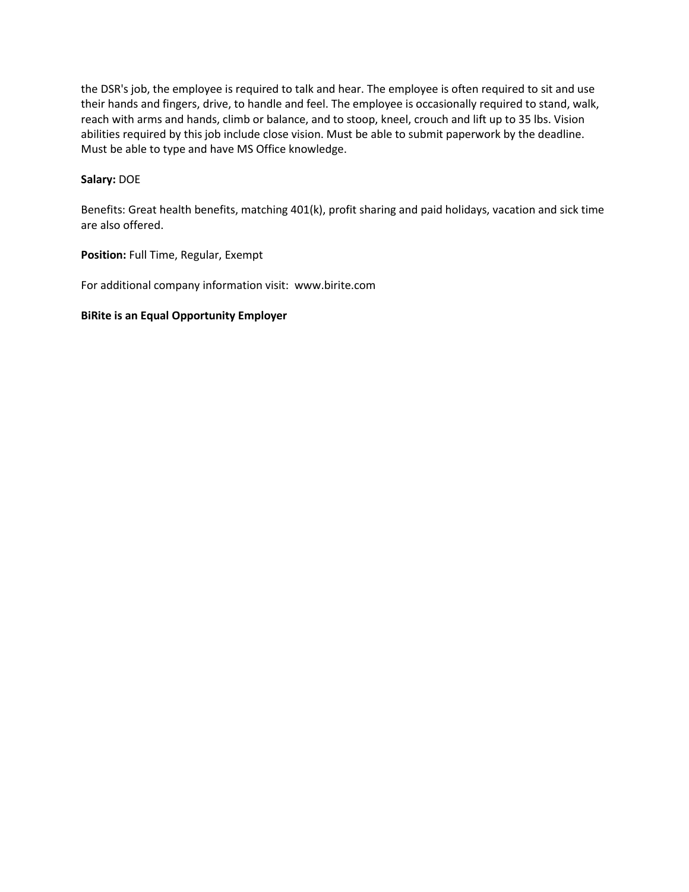the DSR's job, the employee is required to talk and hear. The employee is often required to sit and use their hands and fingers, drive, to handle and feel. The employee is occasionally required to stand, walk, reach with arms and hands, climb or balance, and to stoop, kneel, crouch and lift up to 35 lbs. Vision abilities required by this job include close vision. Must be able to submit paperwork by the deadline. Must be able to type and have MS Office knowledge.

**Salary:** DOE

Benefits: Great health benefits, matching 401(k), profit sharing and paid holidays, vacation and sick time are also offered.

**Position:** Full Time, Regular, Exempt

For additional company information visit: www.birite.com

**BiRite is an Equal Opportunity Employer**